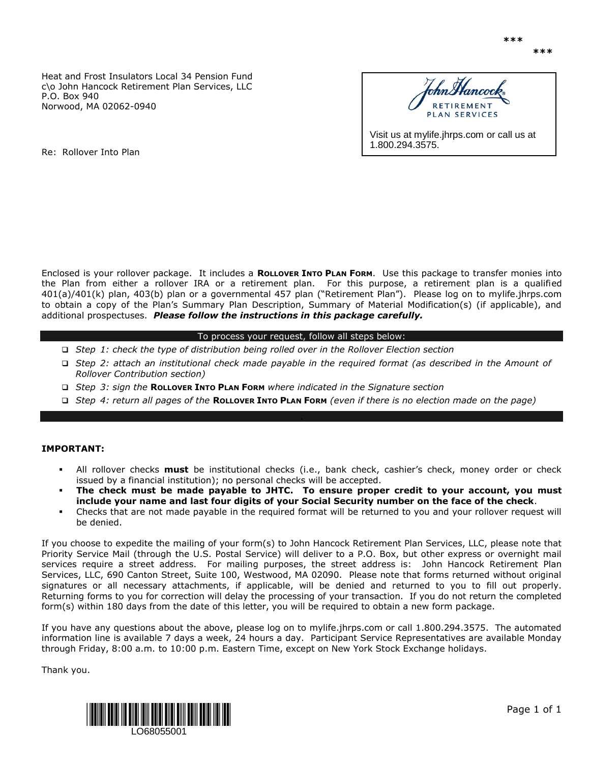\*\*\*

\*\*\*

Heat and Frost Insulators Local 34 Pension Fund
c\o John Hancock Retirement Plan Services, LLC
P.O. Box 940
Norwood, MA 02062-0940

John Hancock RETIREMENT PLAN SERVICES

Visit us at mylife.jhrps.com or call us at 1.800.294.3575.

Re: Rollover Into Plan

Enclosed is your rollover package. It includes a **ROLLOVER INTO PLAN FORM**. Use this package to transfer monies into the Plan from either a rollover IRA or a retirement plan. For this purpose, a retirement plan is a qualified 401(a)/401(k) plan, 403(b) plan or a governmental 457 plan ("Retirement Plan"). Please log on to mylife.jhrps.com to obtain a copy of the Plan's Summary Plan Description, Summary of Material Modification(s) (if applicable), and additional prospectuses. ***Please follow the instructions in this package carefully.***

**To process your request, follow all steps below:**

- [ ] *Step 1: check the type of distribution being rolled over in the Rollover Election section*
- [ ] *Step 2: attach an institutional check made payable in the required format (as described in the Amount of Rollover Contribution section)*
- [ ] *Step 3: sign the* **ROLLOVER INTO PLAN FORM** *where indicated in the Signature section*
- [ ] *Step 4: return all pages of the* **ROLLOVER INTO PLAN FORM** *(even if there is no election made on the page)*

**IMPORTANT:**

- All rollover checks **must** be institutional checks (i.e., bank check, cashier's check, money order or check issued by a financial institution); no personal checks will be accepted.
- **The check must be made payable to JHTC. To ensure proper credit to your account, you must include your name and last four digits of your Social Security number on the face of the check**.
- Checks that are not made payable in the required format will be returned to you and your rollover request will be denied.

If you choose to expedite the mailing of your form(s) to John Hancock Retirement Plan Services, LLC, please note that Priority Service Mail (through the U.S. Postal Service) will deliver to a P.O. Box, but other express or overnight mail services require a street address. For mailing purposes, the street address is: John Hancock Retirement Plan Services, LLC, 690 Canton Street, Suite 100, Westwood, MA 02090. Please note that forms returned without original signatures or all necessary attachments, if applicable, will be denied and returned to you to fill out properly. Returning forms to you for correction will delay the processing of your transaction. If you do not return the completed form(s) within 180 days from the date of this letter, you will be required to obtain a new form package.

If you have any questions about the above, please log on to mylife.jhrps.com or call 1.800.294.3575. The automated information line is available 7 days a week, 24 hours a day. Participant Service Representatives are available Monday through Friday, 8:00 a.m. to 10:00 p.m. Eastern Time, except on New York Stock Exchange holidays.

Thank you.

LO68055001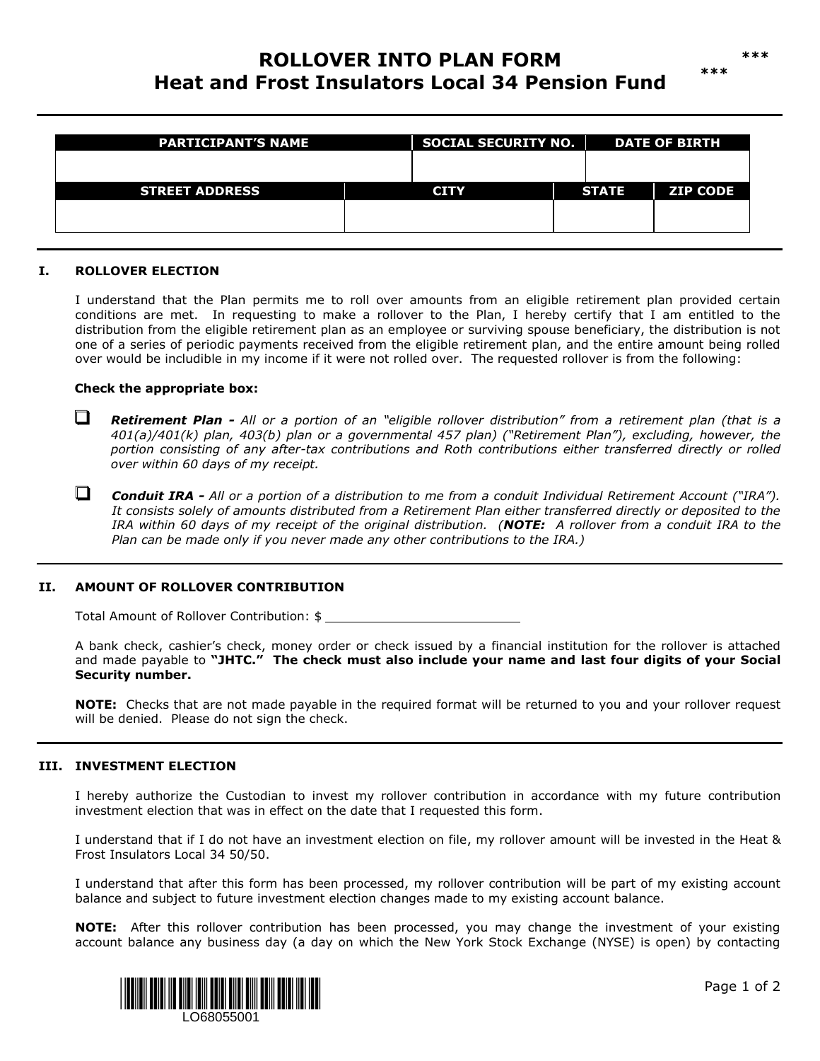# ROLLOVER INTO PLAN FORM
# Heat and Frost Insulators Local 34 Pension Fund

***

***

| PARTICIPANT'S NAME | | SOCIAL SECURITY NO. | | DATE OF BIRTH |
|---|---|---|---|---|
| | | | | |
| STREET ADDRESS | CITY | | STATE | ZIP CODE |
| | | | | |

## I. ROLLOVER ELECTION

I understand that the Plan permits me to roll over amounts from an eligible retirement plan provided certain conditions are met. In requesting to make a rollover to the Plan, I hereby certify that I am entitled to the distribution from the eligible retirement plan as an employee or surviving spouse beneficiary, the distribution is not one of a series of periodic payments received from the eligible retirement plan, and the entire amount being rolled over would be includible in my income if it were not rolled over. The requested rollover is from the following:

**Check the appropriate box:**

- ☐ ***Retirement Plan -*** *All or a portion of an "eligible rollover distribution" from a retirement plan (that is a 401(a)/401(k) plan, 403(b) plan or a governmental 457 plan) ("Retirement Plan"), excluding, however, the portion consisting of any after-tax contributions and Roth contributions either transferred directly or rolled over within 60 days of my receipt.*

- ☐ ***Conduit IRA -*** *All or a portion of a distribution to me from a conduit Individual Retirement Account ("IRA"). It consists solely of amounts distributed from a Retirement Plan either transferred directly or deposited to the IRA within 60 days of my receipt of the original distribution. (**NOTE:** A rollover from a conduit IRA to the Plan can be made only if you never made any other contributions to the IRA.)*

## II. AMOUNT OF ROLLOVER CONTRIBUTION

Total Amount of Rollover Contribution: $ ________________________

A bank check, cashier's check, money order or check issued by a financial institution for the rollover is attached and made payable to **"JHTC." The check must also include your name and last four digits of your Social Security number.**

**NOTE:** Checks that are not made payable in the required format will be returned to you and your rollover request will be denied. Please do not sign the check.

## III. INVESTMENT ELECTION

I hereby authorize the Custodian to invest my rollover contribution in accordance with my future contribution investment election that was in effect on the date that I requested this form.

I understand that if I do not have an investment election on file, my rollover amount will be invested in the Heat & Frost Insulators Local 34 50/50.

I understand that after this form has been processed, my rollover contribution will be part of my existing account balance and subject to future investment election changes made to my existing account balance.

**NOTE:** After this rollover contribution has been processed, you may change the investment of your existing account balance any business day (a day on which the New York Stock Exchange (NYSE) is open) by contacting

LO68055001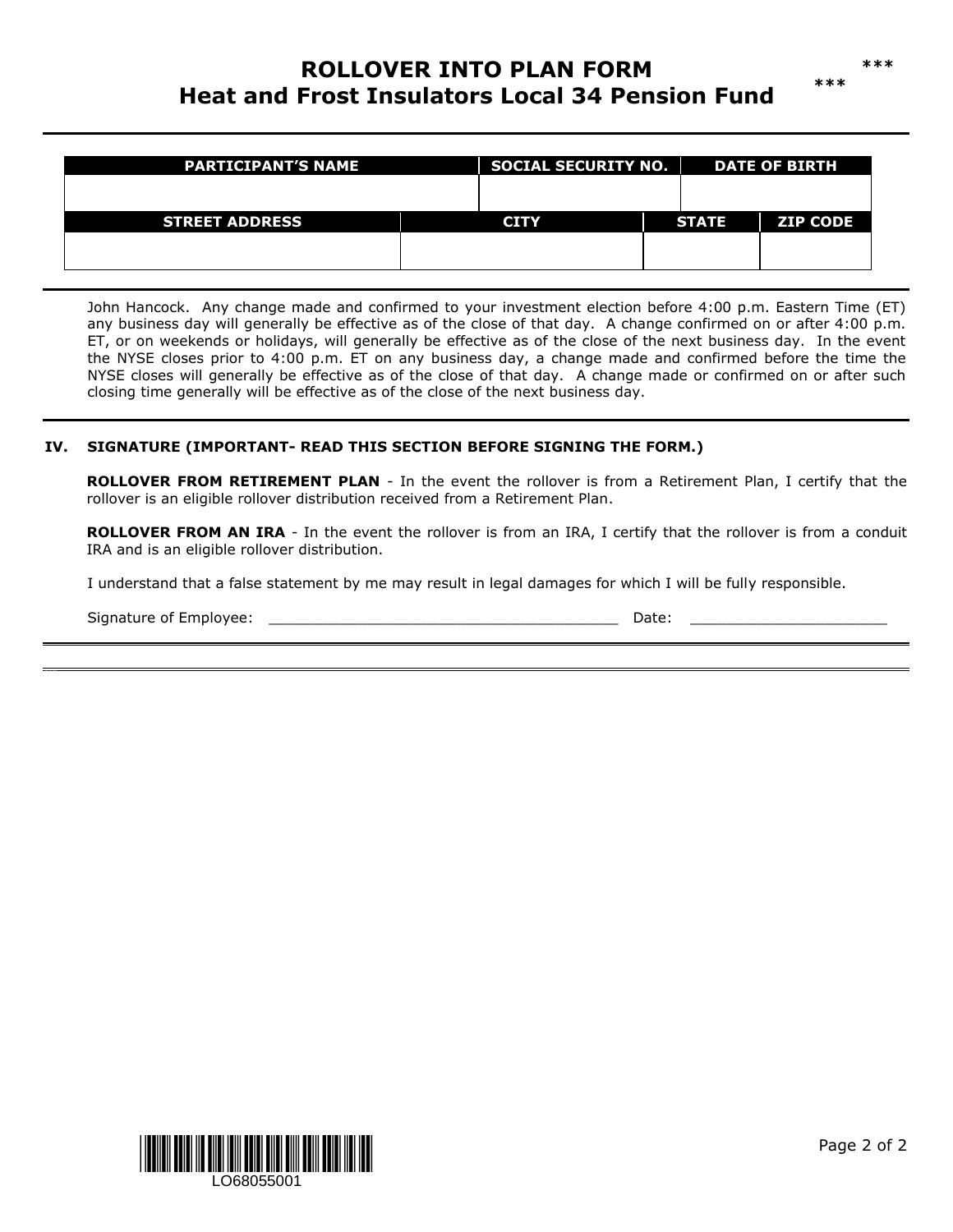# ROLLOVER INTO PLAN FORM
## Heat and Frost Insulators Local 34 Pension Fund

\*\*\*
\*\*\*

| PARTICIPANT'S NAME | SOCIAL SECURITY NO. | DATE OF BIRTH |
|---|---|---|
| | | |

| STREET ADDRESS | CITY | STATE | ZIP CODE |
|---|---|---|---|
| | | | |

John Hancock. Any change made and confirmed to your investment election before 4:00 p.m. Eastern Time (ET) any business day will generally be effective as of the close of that day. A change confirmed on or after 4:00 p.m. ET, or on weekends or holidays, will generally be effective as of the close of the next business day. In the event the NYSE closes prior to 4:00 p.m. ET on any business day, a change made and confirmed before the time the NYSE closes will generally be effective as of the close of that day. A change made or confirmed on or after such closing time generally will be effective as of the close of the next business day.

## IV. SIGNATURE (IMPORTANT- READ THIS SECTION BEFORE SIGNING THE FORM.)

**ROLLOVER FROM RETIREMENT PLAN** - In the event the rollover is from a Retirement Plan, I certify that the rollover is an eligible rollover distribution received from a Retirement Plan.

**ROLLOVER FROM AN IRA** - In the event the rollover is from an IRA, I certify that the rollover is from a conduit IRA and is an eligible rollover distribution.

I understand that a false statement by me may result in legal damages for which I will be fully responsible.

Signature of Employee: ________________________________________ Date: ______________________

LO68055001